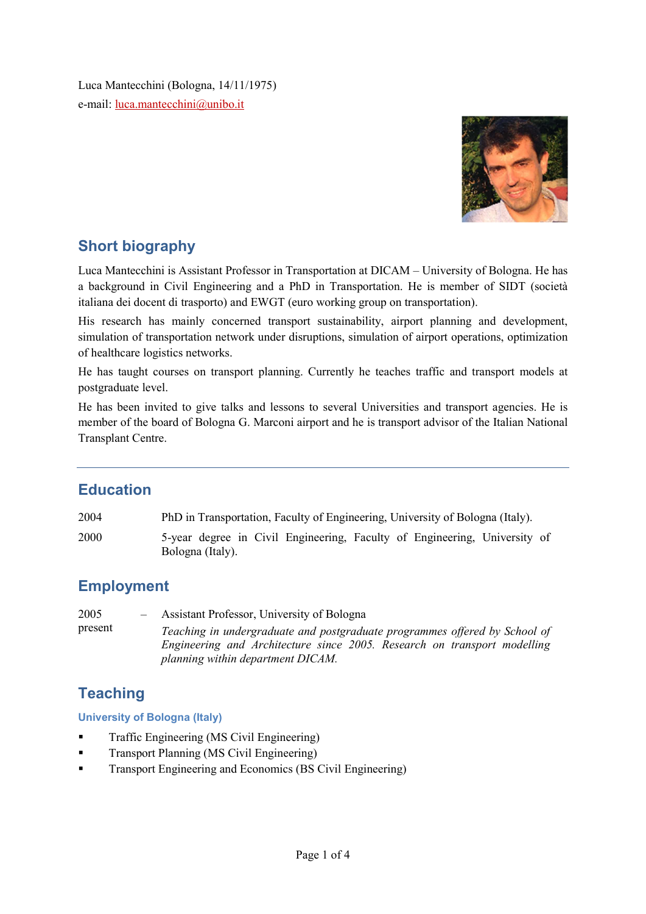Luca Mantecchini (Bologna, 14/11/1975)
e-mail: luca.mantecchini@unibo.it

## Short biography

Luca Mantecchini is Assistant Professor in Transportation at DICAM – University of Bologna. He has a background in Civil Engineering and a PhD in Transportation. He is member of SIDT (società italiana dei docent di trasporto) and EWGT (euro working group on transportation).

His research has mainly concerned transport sustainability, airport planning and development, simulation of transportation network under disruptions, simulation of airport operations, optimization of healthcare logistics networks.

He has taught courses on transport planning. Currently he teaches traffic and transport models at postgraduate level.

He has been invited to give talks and lessons to several Universities and transport agencies. He is member of the board of Bologna G. Marconi airport and he is transport advisor of the Italian National Transplant Centre.

---

## Education

2004 PhD in Transportation, Faculty of Engineering, University of Bologna (Italy).

2000 5-year degree in Civil Engineering, Faculty of Engineering, University of Bologna (Italy).

## Employment

2005 – present Assistant Professor, University of Bologna
*Teaching in undergraduate and postgraduate programmes offered by School of Engineering and Architecture since 2005. Research on transport modelling planning within department DICAM.*

## Teaching

### University of Bologna (Italy)

- Traffic Engineering (MS Civil Engineering)
- Transport Planning (MS Civil Engineering)
- Transport Engineering and Economics (BS Civil Engineering)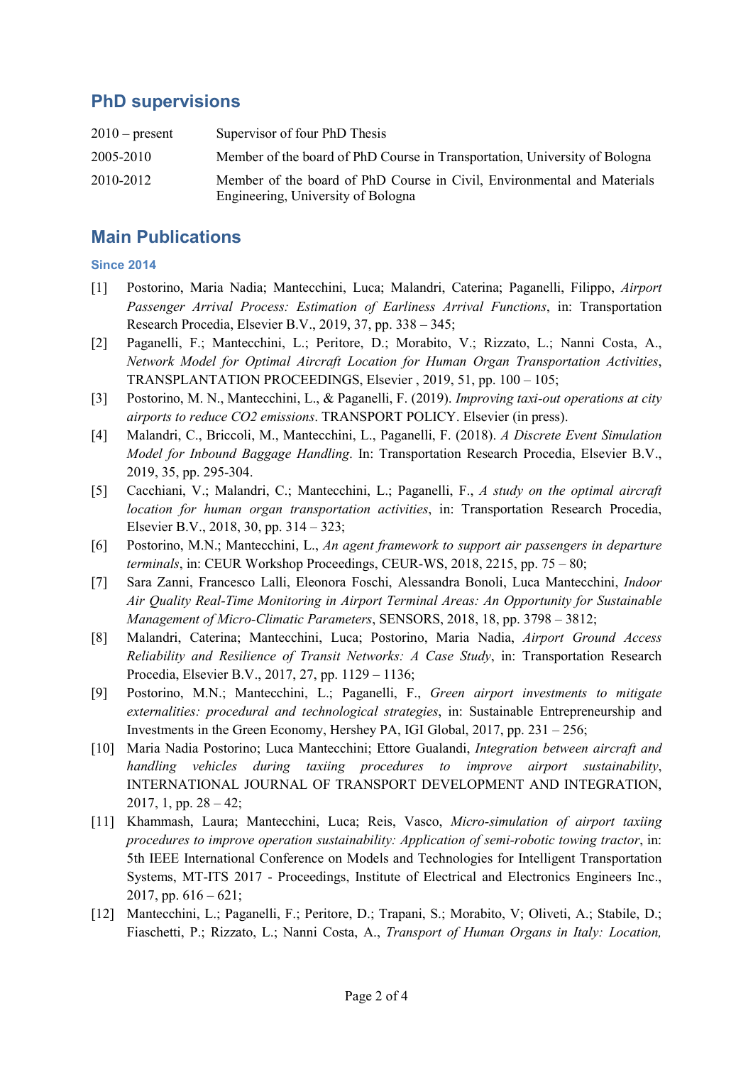## PhD supervisions

| | |
|---|---|
| 2010 – present | Supervisor of four PhD Thesis |
| 2005-2010 | Member of the board of PhD Course in Transportation, University of Bologna |
| 2010-2012 | Member of the board of PhD Course in Civil, Environmental and Materials Engineering, University of Bologna |

## Main Publications

### Since 2014

[1] Postorino, Maria Nadia; Mantecchini, Luca; Malandri, Caterina; Paganelli, Filippo, *Airport Passenger Arrival Process: Estimation of Earliness Arrival Functions*, in: Transportation Research Procedia, Elsevier B.V., 2019, 37, pp. 338 – 345;

[2] Paganelli, F.; Mantecchini, L.; Peritore, D.; Morabito, V.; Rizzato, L.; Nanni Costa, A., *Network Model for Optimal Aircraft Location for Human Organ Transportation Activities*, TRANSPLANTATION PROCEEDINGS, Elsevier , 2019, 51, pp. 100 – 105;

[3] Postorino, M. N., Mantecchini, L., & Paganelli, F. (2019). *Improving taxi-out operations at city airports to reduce CO2 emissions*. TRANSPORT POLICY. Elsevier (in press).

[4] Malandri, C., Briccoli, M., Mantecchini, L., Paganelli, F. (2018). *A Discrete Event Simulation Model for Inbound Baggage Handling*. In: Transportation Research Procedia, Elsevier B.V., 2019, 35, pp. 295-304.

[5] Cacchiani, V.; Malandri, C.; Mantecchini, L.; Paganelli, F., *A study on the optimal aircraft location for human organ transportation activities*, in: Transportation Research Procedia, Elsevier B.V., 2018, 30, pp. 314 – 323;

[6] Postorino, M.N.; Mantecchini, L., *An agent framework to support air passengers in departure terminals*, in: CEUR Workshop Proceedings, CEUR-WS, 2018, 2215, pp. 75 – 80;

[7] Sara Zanni, Francesco Lalli, Eleonora Foschi, Alessandra Bonoli, Luca Mantecchini, *Indoor Air Quality Real-Time Monitoring in Airport Terminal Areas: An Opportunity for Sustainable Management of Micro-Climatic Parameters*, SENSORS, 2018, 18, pp. 3798 – 3812;

[8] Malandri, Caterina; Mantecchini, Luca; Postorino, Maria Nadia, *Airport Ground Access Reliability and Resilience of Transit Networks: A Case Study*, in: Transportation Research Procedia, Elsevier B.V., 2017, 27, pp. 1129 – 1136;

[9] Postorino, M.N.; Mantecchini, L.; Paganelli, F., *Green airport investments to mitigate externalities: procedural and technological strategies*, in: Sustainable Entrepreneurship and Investments in the Green Economy, Hershey PA, IGI Global, 2017, pp. 231 – 256;

[10] Maria Nadia Postorino; Luca Mantecchini; Ettore Gualandi, *Integration between aircraft and handling vehicles during taxiing procedures to improve airport sustainability*, INTERNATIONAL JOURNAL OF TRANSPORT DEVELOPMENT AND INTEGRATION, 2017, 1, pp. 28 – 42;

[11] Khammash, Laura; Mantecchini, Luca; Reis, Vasco, *Micro-simulation of airport taxiing procedures to improve operation sustainability: Application of semi-robotic towing tractor*, in: 5th IEEE International Conference on Models and Technologies for Intelligent Transportation Systems, MT-ITS 2017 - Proceedings, Institute of Electrical and Electronics Engineers Inc., 2017, pp. 616 – 621;

[12] Mantecchini, L.; Paganelli, F.; Peritore, D.; Trapani, S.; Morabito, V; Oliveti, A.; Stabile, D.; Fiaschetti, P.; Rizzato, L.; Nanni Costa, A., *Transport of Human Organs in Italy: Location,*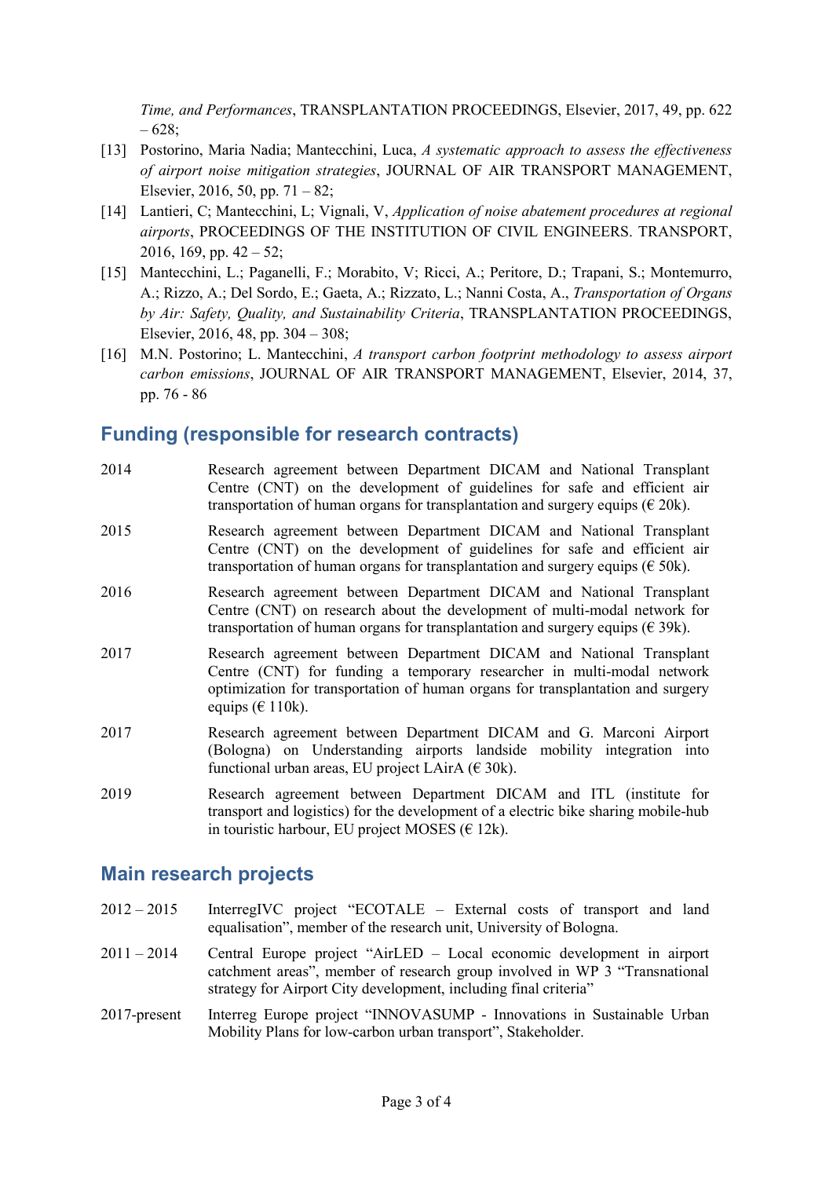*Time, and Performances*, TRANSPLANTATION PROCEEDINGS, Elsevier, 2017, 49, pp. 622 – 628;

[13] Postorino, Maria Nadia; Mantecchini, Luca, *A systematic approach to assess the effectiveness of airport noise mitigation strategies*, JOURNAL OF AIR TRANSPORT MANAGEMENT, Elsevier, 2016, 50, pp. 71 – 82;

[14] Lantieri, C; Mantecchini, L; Vignali, V, *Application of noise abatement procedures at regional airports*, PROCEEDINGS OF THE INSTITUTION OF CIVIL ENGINEERS. TRANSPORT, 2016, 169, pp. 42 – 52;

[15] Mantecchini, L.; Paganelli, F.; Morabito, V; Ricci, A.; Peritore, D.; Trapani, S.; Montemurro, A.; Rizzo, A.; Del Sordo, E.; Gaeta, A.; Rizzato, L.; Nanni Costa, A., *Transportation of Organs by Air: Safety, Quality, and Sustainability Criteria*, TRANSPLANTATION PROCEEDINGS, Elsevier, 2016, 48, pp. 304 – 308;

[16] M.N. Postorino; L. Mantecchini, *A transport carbon footprint methodology to assess airport carbon emissions*, JOURNAL OF AIR TRANSPORT MANAGEMENT, Elsevier, 2014, 37, pp. 76 - 86

## Funding (responsible for research contracts)

2014 — Research agreement between Department DICAM and National Transplant Centre (CNT) on the development of guidelines for safe and efficient air transportation of human organs for transplantation and surgery equips (€ 20k).

2015 — Research agreement between Department DICAM and National Transplant Centre (CNT) on the development of guidelines for safe and efficient air transportation of human organs for transplantation and surgery equips (€ 50k).

2016 — Research agreement between Department DICAM and National Transplant Centre (CNT) on research about the development of multi-modal network for transportation of human organs for transplantation and surgery equips (€ 39k).

2017 — Research agreement between Department DICAM and National Transplant Centre (CNT) for funding a temporary researcher in multi-modal network optimization for transportation of human organs for transplantation and surgery equips (€ 110k).

2017 — Research agreement between Department DICAM and G. Marconi Airport (Bologna) on Understanding airports landside mobility integration into functional urban areas, EU project LAirA (€ 30k).

2019 — Research agreement between Department DICAM and ITL (institute for transport and logistics) for the development of a electric bike sharing mobile-hub in touristic harbour, EU project MOSES (€ 12k).

## Main research projects

2012 – 2015 — InterregIVC project "ECOTALE – External costs of transport and land equalisation", member of the research unit, University of Bologna.

2011 – 2014 — Central Europe project "AirLED – Local economic development in airport catchment areas", member of research group involved in WP 3 "Transnational strategy for Airport City development, including final criteria"

2017-present — Interreg Europe project "INNOVASUMP - Innovations in Sustainable Urban Mobility Plans for low-carbon urban transport", Stakeholder.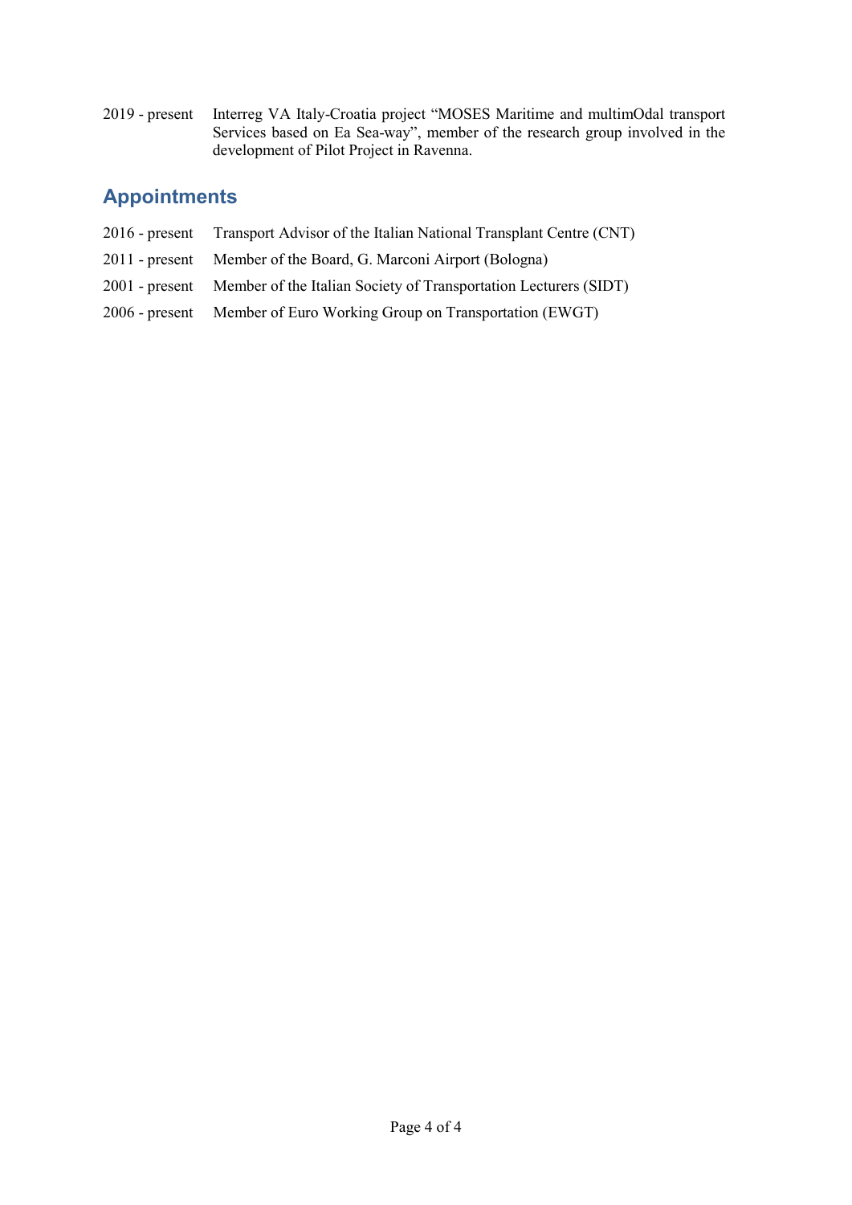2019 - present Interreg VA Italy-Croatia project "MOSES Maritime and multimOdal transport Services based on Ea Sea-way", member of the research group involved in the development of Pilot Project in Ravenna.

## Appointments

2016 - present Transport Advisor of the Italian National Transplant Centre (CNT)

2011 - present Member of the Board, G. Marconi Airport (Bologna)

2001 - present Member of the Italian Society of Transportation Lecturers (SIDT)

2006 - present Member of Euro Working Group on Transportation (EWGT)